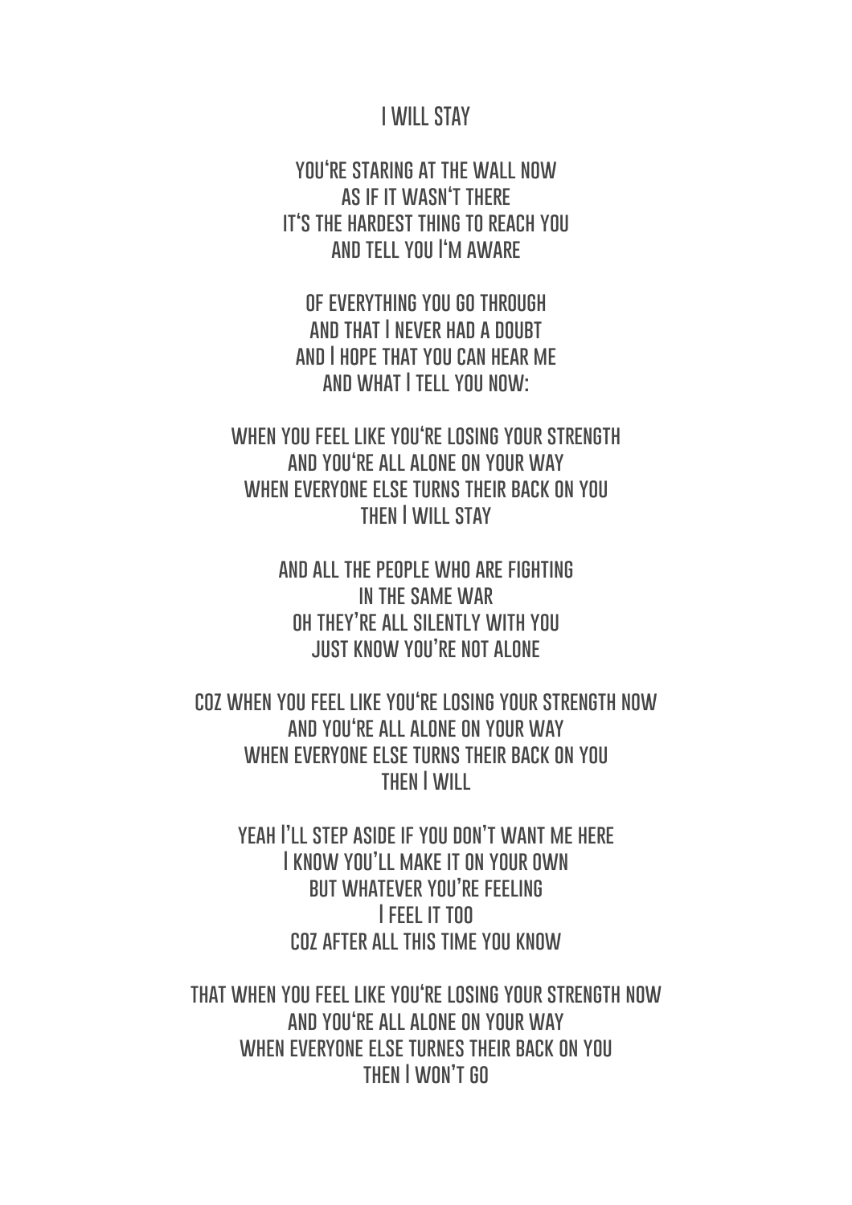# I WILL STAY

YOU'RE STARING AT THE WALL NOW
AS IF IT WASN'T THERE
IT'S THE HARDEST THING TO REACH YOU
AND TELL YOU I'M AWARE

OF EVERYTHING YOU GO THROUGH
AND THAT I NEVER HAD A DOUBT
AND I HOPE THAT YOU CAN HEAR ME
AND WHAT I TELL YOU NOW:

WHEN YOU FEEL LIKE YOU'RE LOSING YOUR STRENGTH
AND YOU'RE ALL ALONE ON YOUR WAY
WHEN EVERYONE ELSE TURNS THEIR BACK ON YOU
THEN I WILL STAY

AND ALL THE PEOPLE WHO ARE FIGHTING
IN THE SAME WAR
OH THEY'RE ALL SILENTLY WITH YOU
JUST KNOW YOU'RE NOT ALONE

COZ WHEN YOU FEEL LIKE YOU'RE LOSING YOUR STRENGTH NOW
AND YOU'RE ALL ALONE ON YOUR WAY
WHEN EVERYONE ELSE TURNS THEIR BACK ON YOU
THEN I WILL

YEAH I'LL STEP ASIDE IF YOU DON'T WANT ME HERE
I KNOW YOU'LL MAKE IT ON YOUR OWN
BUT WHATEVER YOU'RE FEELING
I FEEL IT TOO
COZ AFTER ALL THIS TIME YOU KNOW

THAT WHEN YOU FEEL LIKE YOU'RE LOSING YOUR STRENGTH NOW
AND YOU'RE ALL ALONE ON YOUR WAY
WHEN EVERYONE ELSE TURNES THEIR BACK ON YOU
THEN I WON'T GO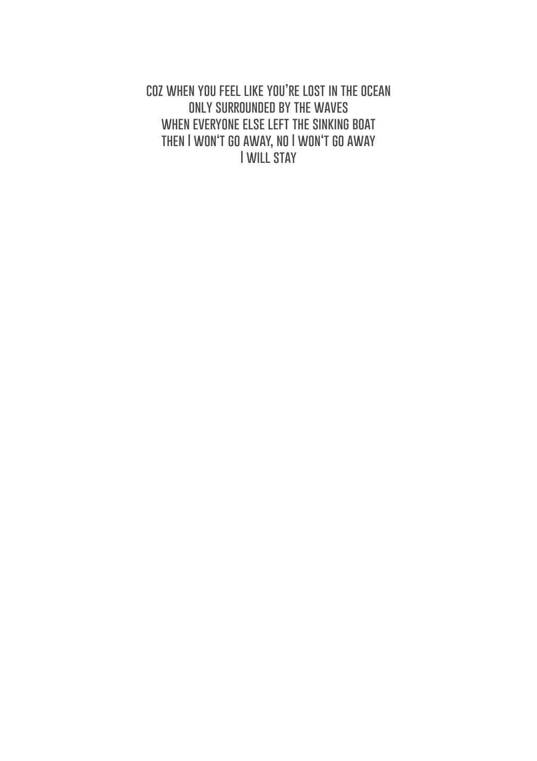coz when you feel like you're lost in the ocean
only surrounded by the waves
when everyone else left the sinking boat
then I won't go away, no I won't go away
I will stay